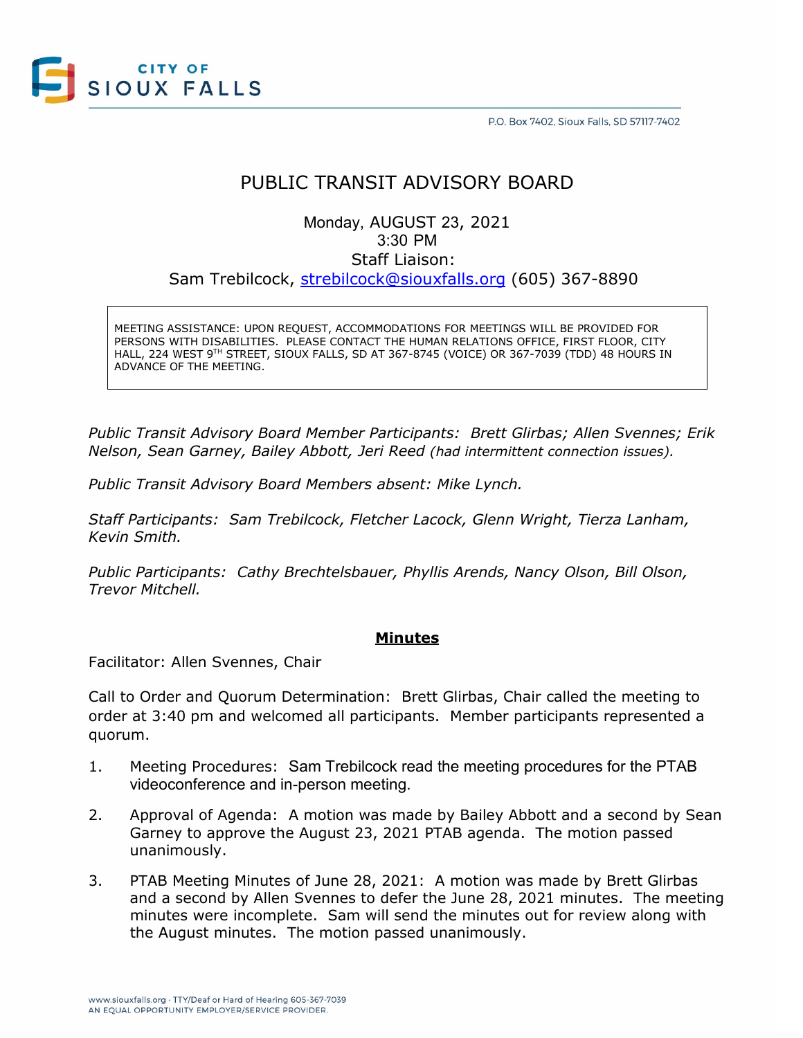CITY OF SIOUX FALLS

P.O. Box 7402, Sioux Falls, SD 57117-7402

# PUBLIC TRANSIT ADVISORY BOARD

Monday, AUGUST 23, 2021
3:30 PM
Staff Liaison:
Sam Trebilcock, strebilcock@siouxfalls.org (605) 367-8890

MEETING ASSISTANCE: UPON REQUEST, ACCOMMODATIONS FOR MEETINGS WILL BE PROVIDED FOR PERSONS WITH DISABILITIES. PLEASE CONTACT THE HUMAN RELATIONS OFFICE, FIRST FLOOR, CITY HALL, 224 WEST 9TH STREET, SIOUX FALLS, SD AT 367-8745 (VOICE) OR 367-7039 (TDD) 48 HOURS IN ADVANCE OF THE MEETING.

*Public Transit Advisory Board Member Participants: Brett Glirbas; Allen Svennes; Erik Nelson, Sean Garney, Bailey Abbott, Jeri Reed (had intermittent connection issues).*

*Public Transit Advisory Board Members absent: Mike Lynch.*

*Staff Participants: Sam Trebilcock, Fletcher Lacock, Glenn Wright, Tierza Lanham, Kevin Smith.*

*Public Participants: Cathy Brechtelsbauer, Phyllis Arends, Nancy Olson, Bill Olson, Trevor Mitchell.*

## **Minutes**

Facilitator: Allen Svennes, Chair

Call to Order and Quorum Determination: Brett Glirbas, Chair called the meeting to order at 3:40 pm and welcomed all participants. Member participants represented a quorum.

1. Meeting Procedures: Sam Trebilcock read the meeting procedures for the PTAB videoconference and in-person meeting.

2. Approval of Agenda: A motion was made by Bailey Abbott and a second by Sean Garney to approve the August 23, 2021 PTAB agenda. The motion passed unanimously.

3. PTAB Meeting Minutes of June 28, 2021: A motion was made by Brett Glirbas and a second by Allen Svennes to defer the June 28, 2021 minutes. The meeting minutes were incomplete. Sam will send the minutes out for review along with the August minutes. The motion passed unanimously.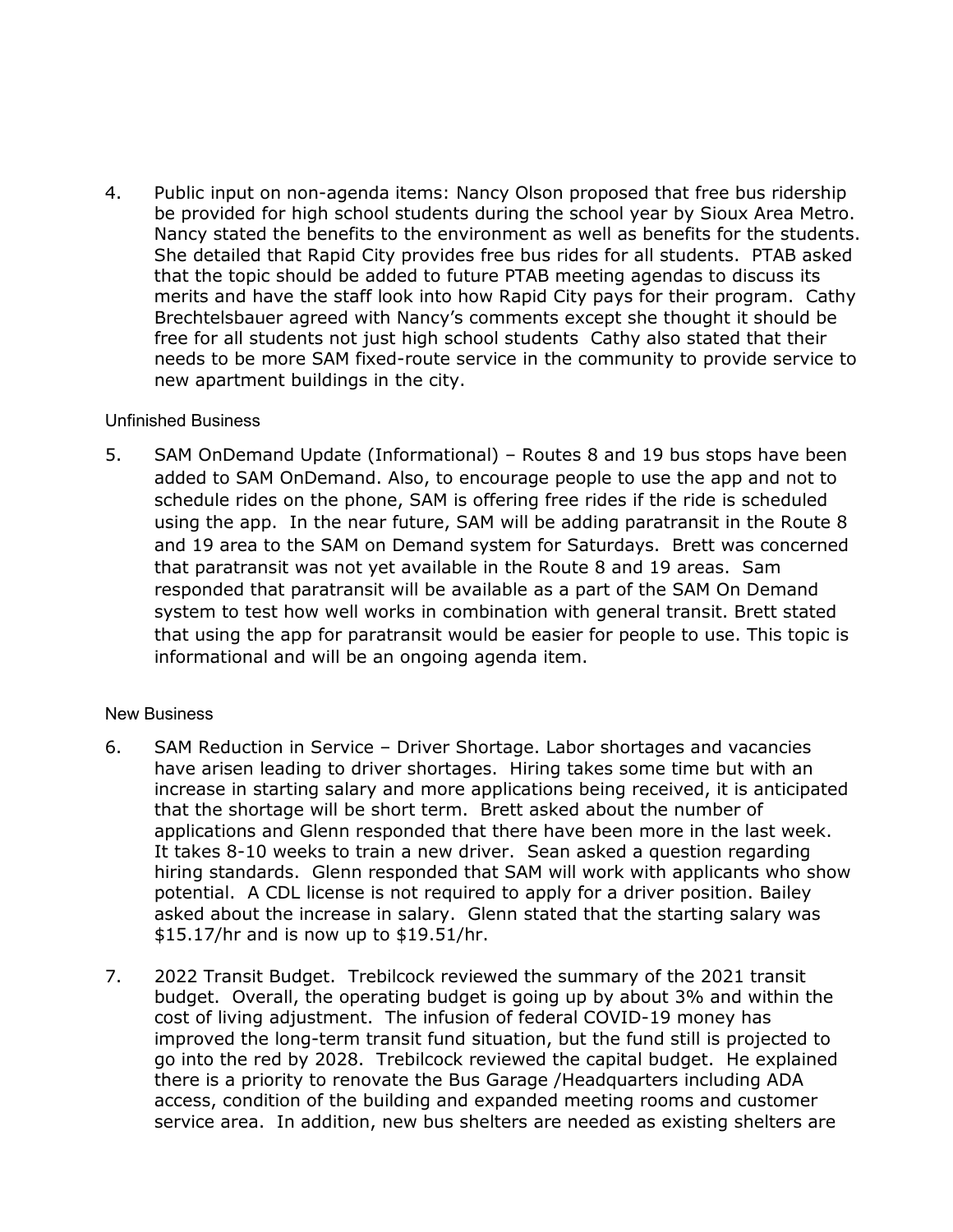4. Public input on non-agenda items: Nancy Olson proposed that free bus ridership be provided for high school students during the school year by Sioux Area Metro. Nancy stated the benefits to the environment as well as benefits for the students. She detailed that Rapid City provides free bus rides for all students. PTAB asked that the topic should be added to future PTAB meeting agendas to discuss its merits and have the staff look into how Rapid City pays for their program. Cathy Brechtelsbauer agreed with Nancy's comments except she thought it should be free for all students not just high school students Cathy also stated that their needs to be more SAM fixed-route service in the community to provide service to new apartment buildings in the city.

Unfinished Business

5. SAM OnDemand Update (Informational) – Routes 8 and 19 bus stops have been added to SAM OnDemand. Also, to encourage people to use the app and not to schedule rides on the phone, SAM is offering free rides if the ride is scheduled using the app. In the near future, SAM will be adding paratransit in the Route 8 and 19 area to the SAM on Demand system for Saturdays. Brett was concerned that paratransit was not yet available in the Route 8 and 19 areas. Sam responded that paratransit will be available as a part of the SAM On Demand system to test how well works in combination with general transit. Brett stated that using the app for paratransit would be easier for people to use. This topic is informational and will be an ongoing agenda item.

New Business

6. SAM Reduction in Service – Driver Shortage. Labor shortages and vacancies have arisen leading to driver shortages. Hiring takes some time but with an increase in starting salary and more applications being received, it is anticipated that the shortage will be short term. Brett asked about the number of applications and Glenn responded that there have been more in the last week. It takes 8-10 weeks to train a new driver. Sean asked a question regarding hiring standards. Glenn responded that SAM will work with applicants who show potential. A CDL license is not required to apply for a driver position. Bailey asked about the increase in salary. Glenn stated that the starting salary was $15.17/hr and is now up to $19.51/hr.

7. 2022 Transit Budget. Trebilcock reviewed the summary of the 2021 transit budget. Overall, the operating budget is going up by about 3% and within the cost of living adjustment. The infusion of federal COVID-19 money has improved the long-term transit fund situation, but the fund still is projected to go into the red by 2028. Trebilcock reviewed the capital budget. He explained there is a priority to renovate the Bus Garage /Headquarters including ADA access, condition of the building and expanded meeting rooms and customer service area. In addition, new bus shelters are needed as existing shelters are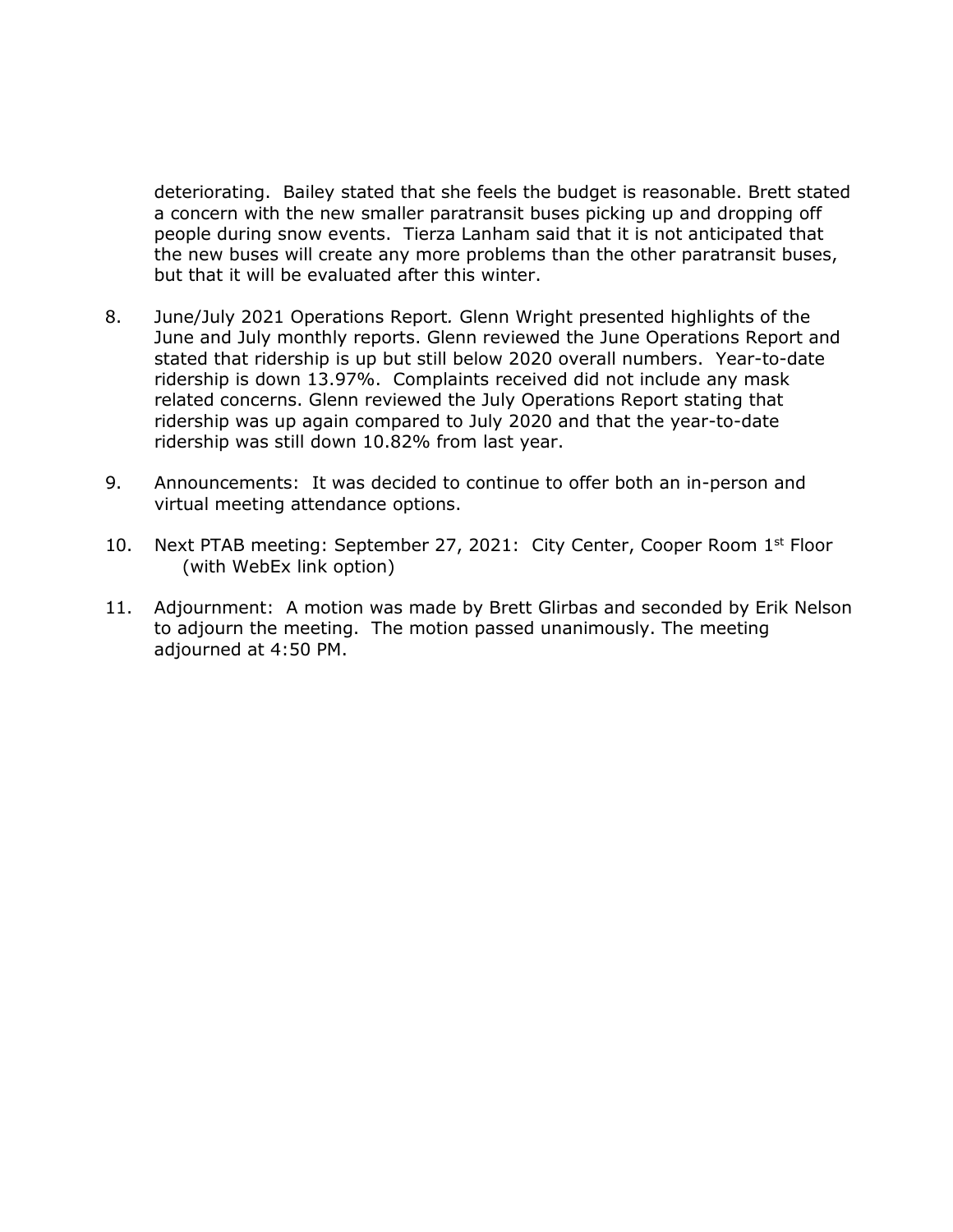deteriorating. Bailey stated that she feels the budget is reasonable. Brett stated a concern with the new smaller paratransit buses picking up and dropping off people during snow events. Tierza Lanham said that it is not anticipated that the new buses will create any more problems than the other paratransit buses, but that it will be evaluated after this winter.

8. June/July 2021 Operations Report*.* Glenn Wright presented highlights of the June and July monthly reports. Glenn reviewed the June Operations Report and stated that ridership is up but still below 2020 overall numbers. Year-to-date ridership is down 13.97%. Complaints received did not include any mask related concerns. Glenn reviewed the July Operations Report stating that ridership was up again compared to July 2020 and that the year-to-date ridership was still down 10.82% from last year.

9. Announcements: It was decided to continue to offer both an in-person and virtual meeting attendance options.

10. Next PTAB meeting: September 27, 2021: City Center, Cooper Room 1st Floor (with WebEx link option)

11. Adjournment: A motion was made by Brett Glirbas and seconded by Erik Nelson to adjourn the meeting. The motion passed unanimously. The meeting adjourned at 4:50 PM.